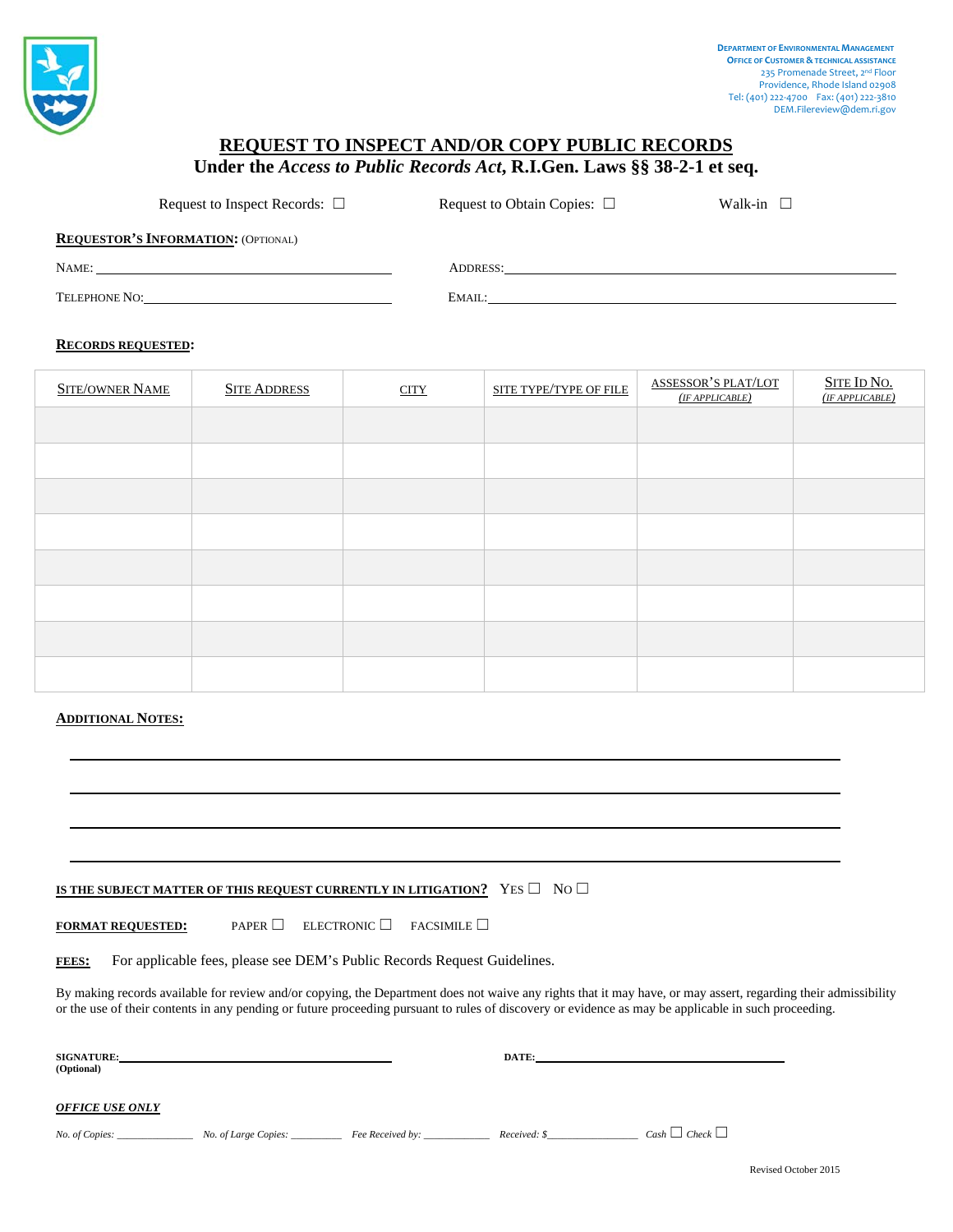Department of Environmental Management
Office of Customer & Technical Assistance
235 Promenade Street, 2nd Floor
Providence, Rhode Island 02908
Tel: (401) 222-4700 Fax: (401) 222-3810
DEM.Filereview@dem.ri.gov

# REQUEST TO INSPECT AND/OR COPY PUBLIC RECORDS

## Under the *Access to Public Records Act*, R.I.Gen. Laws §§ 38-2-1 et seq.

Request to Inspect Records: ☐ Request to Obtain Copies: ☐ Walk-in ☐

**Requestor's Information:** (Optional)

Name: ______________________ Address: ______________________

Telephone No: ______________________ Email: ______________________

**Records Requested:**

| Site/Owner Name | Site Address | City | Site Type/Type of File | Assessor's Plat/Lot *(If Applicable)* | Site ID No. *(If Applicable)* |
|---|---|---|---|---|---|
| | | | | | |
| | | | | | |
| | | | | | |
| | | | | | |
| | | | | | |
| | | | | | |
| | | | | | |
| | | | | | |

**Additional Notes:**

______________________________________________

______________________________________________

______________________________________________

______________________________________________

**Is the subject matter of this request currently in litigation?** Yes ☐ No ☐

**Format Requested:** Paper ☐ Electronic ☐ Facsimile ☐

**Fees:** For applicable fees, please see DEM's Public Records Request Guidelines.

By making records available for review and/or copying, the Department does not waive any rights that it may have, or may assert, regarding their admissibility or the use of their contents in any pending or future proceeding pursuant to rules of discovery or evidence as may be applicable in such proceeding.

**Signature:** ______________________ **Date:** ______________________
**(Optional)**

***Office Use Only***

*No. of Copies:* __________ *No. of Large Copies:* __________ *Fee Received by:* __________ *Received: $*__________ *Cash* ☐ *Check* ☐

Revised October 2015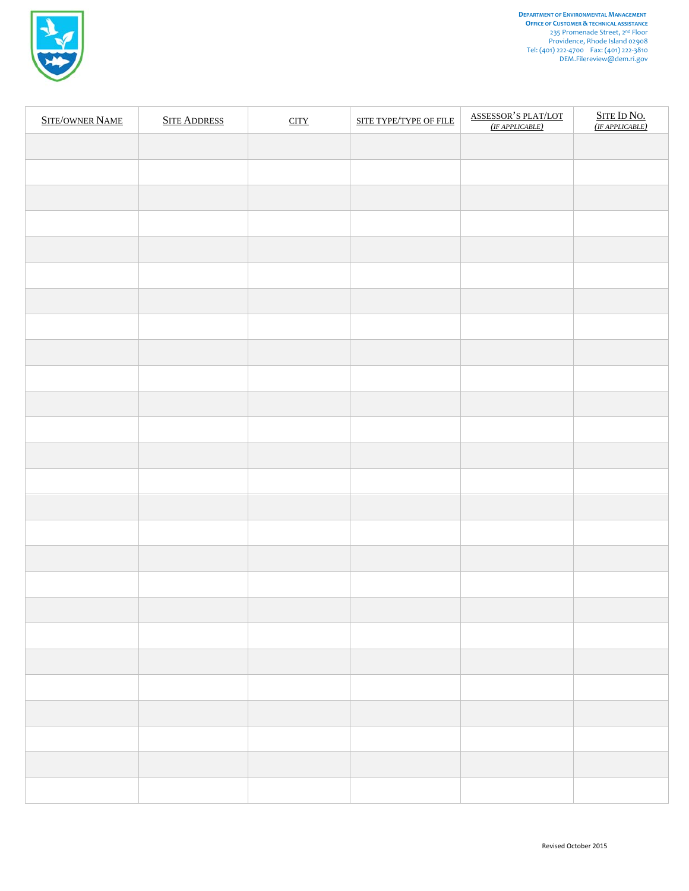Department of Environmental Management
Office of Customer & technical assistance
235 Promenade Street, 2nd Floor
Providence, Rhode Island 02908
Tel: (401) 222-4700 Fax: (401) 222-3810
DEM.Filereview@dem.ri.gov

| Site/owner Name | Site Address | city | site type/type of file | assessor's plat/lot (if applicable) | Site Id No. (if applicable) |
|---|---|---|---|---|---|
| | | | | | |
| | | | | | |
| | | | | | |
| | | | | | |
| | | | | | |
| | | | | | |
| | | | | | |
| | | | | | |
| | | | | | |
| | | | | | |
| | | | | | |
| | | | | | |
| | | | | | |
| | | | | | |
| | | | | | |
| | | | | | |
| | | | | | |
| | | | | | |
| | | | | | |
| | | | | | |
| | | | | | |
| | | | | | |
| | | | | | |
| | | | | | |
| | | | | | |
| | | | | | |
| | | | | | |

Revised October 2015